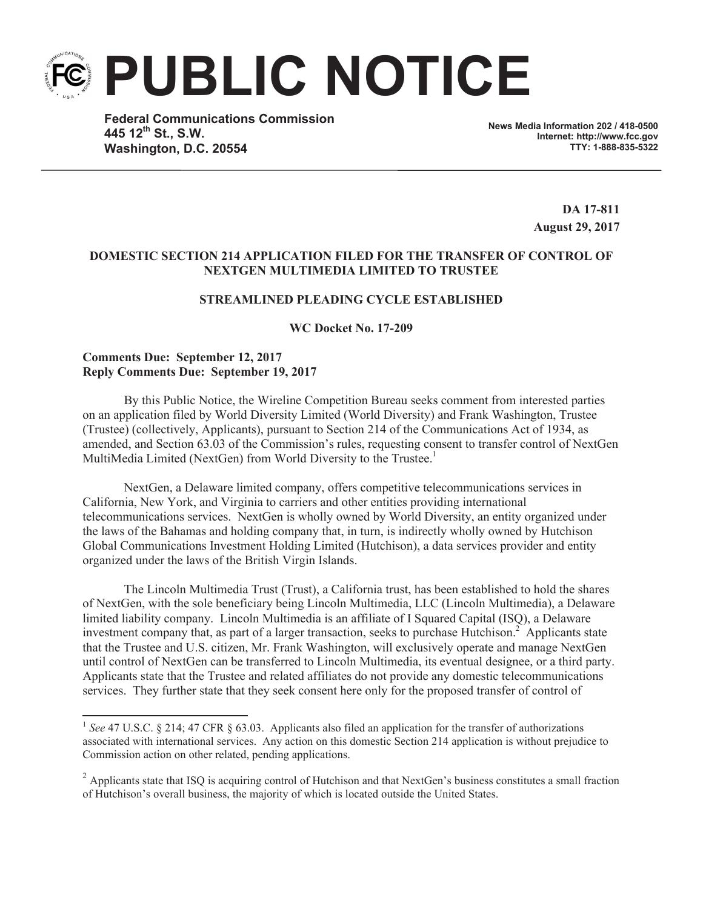# PUBLIC NOTICE

**Federal Communications Commission**
**445 12th St., S.W.**
**Washington, D.C. 20554**

**News Media Information 202 / 418-0500**
**Internet: http://www.fcc.gov**
**TTY: 1-888-835-5322**

**DA 17-811**
**August 29, 2017**

**DOMESTIC SECTION 214 APPLICATION FILED FOR THE TRANSFER OF CONTROL OF NEXTGEN MULTIMEDIA LIMITED TO TRUSTEE**

**STREAMLINED PLEADING CYCLE ESTABLISHED**

**WC Docket No. 17-209**

**Comments Due: September 12, 2017**
**Reply Comments Due: September 19, 2017**

By this Public Notice, the Wireline Competition Bureau seeks comment from interested parties on an application filed by World Diversity Limited (World Diversity) and Frank Washington, Trustee (Trustee) (collectively, Applicants), pursuant to Section 214 of the Communications Act of 1934, as amended, and Section 63.03 of the Commission's rules, requesting consent to transfer control of NextGen MultiMedia Limited (NextGen) from World Diversity to the Trustee.[1]

NextGen, a Delaware limited company, offers competitive telecommunications services in California, New York, and Virginia to carriers and other entities providing international telecommunications services. NextGen is wholly owned by World Diversity, an entity organized under the laws of the Bahamas and holding company that, in turn, is indirectly wholly owned by Hutchison Global Communications Investment Holding Limited (Hutchison), a data services provider and entity organized under the laws of the British Virgin Islands.

The Lincoln Multimedia Trust (Trust), a California trust, has been established to hold the shares of NextGen, with the sole beneficiary being Lincoln Multimedia, LLC (Lincoln Multimedia), a Delaware limited liability company. Lincoln Multimedia is an affiliate of I Squared Capital (ISQ), a Delaware investment company that, as part of a larger transaction, seeks to purchase Hutchison.[2] Applicants state that the Trustee and U.S. citizen, Mr. Frank Washington, will exclusively operate and manage NextGen until control of NextGen can be transferred to Lincoln Multimedia, its eventual designee, or a third party. Applicants state that the Trustee and related affiliates do not provide any domestic telecommunications services. They further state that they seek consent here only for the proposed transfer of control of

---

[1] *See* 47 U.S.C. § 214; 47 CFR § 63.03. Applicants also filed an application for the transfer of authorizations associated with international services. Any action on this domestic Section 214 application is without prejudice to Commission action on other related, pending applications.

[2] Applicants state that ISQ is acquiring control of Hutchison and that NextGen's business constitutes a small fraction of Hutchison's overall business, the majority of which is located outside the United States.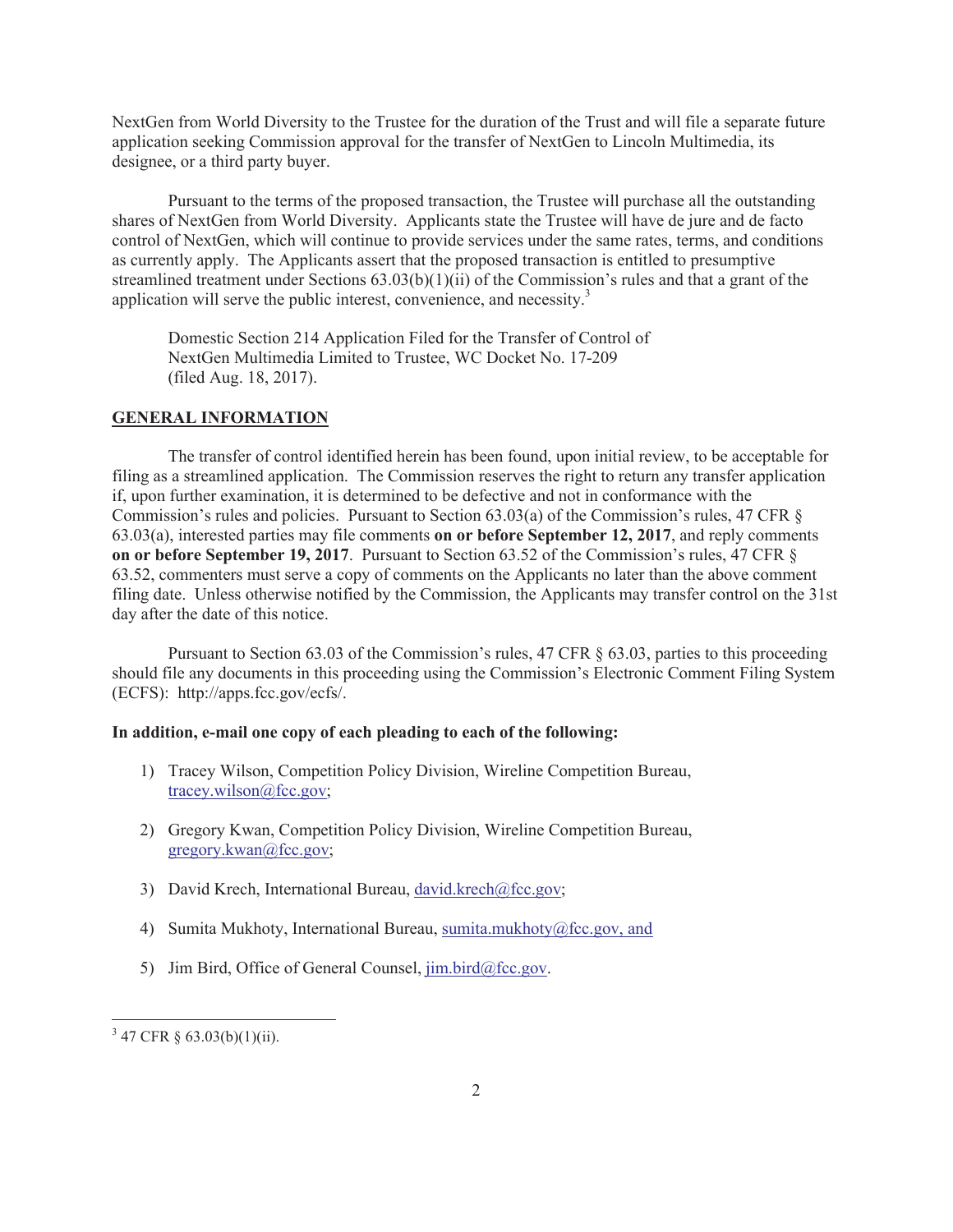NextGen from World Diversity to the Trustee for the duration of the Trust and will file a separate future application seeking Commission approval for the transfer of NextGen to Lincoln Multimedia, its designee, or a third party buyer.

Pursuant to the terms of the proposed transaction, the Trustee will purchase all the outstanding shares of NextGen from World Diversity. Applicants state the Trustee will have de jure and de facto control of NextGen, which will continue to provide services under the same rates, terms, and conditions as currently apply. The Applicants assert that the proposed transaction is entitled to presumptive streamlined treatment under Sections 63.03(b)(1)(ii) of the Commission's rules and that a grant of the application will serve the public interest, convenience, and necessity.[3]

Domestic Section 214 Application Filed for the Transfer of Control of NextGen Multimedia Limited to Trustee, WC Docket No. 17-209 (filed Aug. 18, 2017).

## GENERAL INFORMATION

The transfer of control identified herein has been found, upon initial review, to be acceptable for filing as a streamlined application. The Commission reserves the right to return any transfer application if, upon further examination, it is determined to be defective and not in conformance with the Commission's rules and policies. Pursuant to Section 63.03(a) of the Commission's rules, 47 CFR § 63.03(a), interested parties may file comments **on or before September 12, 2017**, and reply comments **on or before September 19, 2017**. Pursuant to Section 63.52 of the Commission's rules, 47 CFR § 63.52, commenters must serve a copy of comments on the Applicants no later than the above comment filing date. Unless otherwise notified by the Commission, the Applicants may transfer control on the 31st day after the date of this notice.

Pursuant to Section 63.03 of the Commission's rules, 47 CFR § 63.03, parties to this proceeding should file any documents in this proceeding using the Commission's Electronic Comment Filing System (ECFS): http://apps.fcc.gov/ecfs/.

**In addition, e-mail one copy of each pleading to each of the following:**

1) Tracey Wilson, Competition Policy Division, Wireline Competition Bureau, tracey.wilson@fcc.gov;
2) Gregory Kwan, Competition Policy Division, Wireline Competition Bureau, gregory.kwan@fcc.gov;
3) David Krech, International Bureau, david.krech@fcc.gov;
4) Sumita Mukhoty, International Bureau, sumita.mukhoty@fcc.gov, and
5) Jim Bird, Office of General Counsel, jim.bird@fcc.gov.

[3] 47 CFR § 63.03(b)(1)(ii).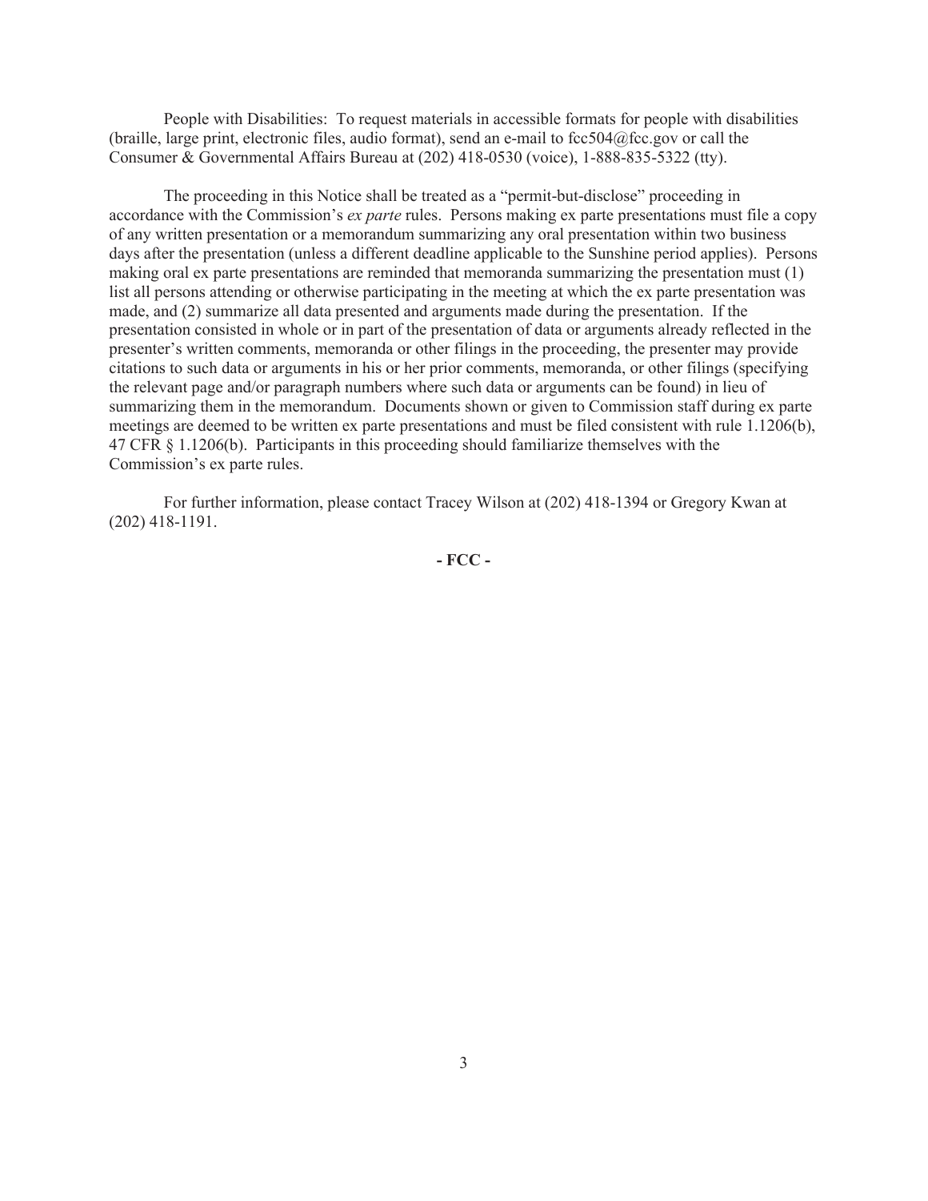People with Disabilities: To request materials in accessible formats for people with disabilities (braille, large print, electronic files, audio format), send an e-mail to fcc504@fcc.gov or call the Consumer & Governmental Affairs Bureau at (202) 418-0530 (voice), 1-888-835-5322 (tty).

The proceeding in this Notice shall be treated as a "permit-but-disclose" proceeding in accordance with the Commission's *ex parte* rules. Persons making ex parte presentations must file a copy of any written presentation or a memorandum summarizing any oral presentation within two business days after the presentation (unless a different deadline applicable to the Sunshine period applies). Persons making oral ex parte presentations are reminded that memoranda summarizing the presentation must (1) list all persons attending or otherwise participating in the meeting at which the ex parte presentation was made, and (2) summarize all data presented and arguments made during the presentation. If the presentation consisted in whole or in part of the presentation of data or arguments already reflected in the presenter's written comments, memoranda or other filings in the proceeding, the presenter may provide citations to such data or arguments in his or her prior comments, memoranda, or other filings (specifying the relevant page and/or paragraph numbers where such data or arguments can be found) in lieu of summarizing them in the memorandum. Documents shown or given to Commission staff during ex parte meetings are deemed to be written ex parte presentations and must be filed consistent with rule 1.1206(b), 47 CFR § 1.1206(b). Participants in this proceeding should familiarize themselves with the Commission's ex parte rules.

For further information, please contact Tracey Wilson at (202) 418-1394 or Gregory Kwan at (202) 418-1191.

**- FCC -**